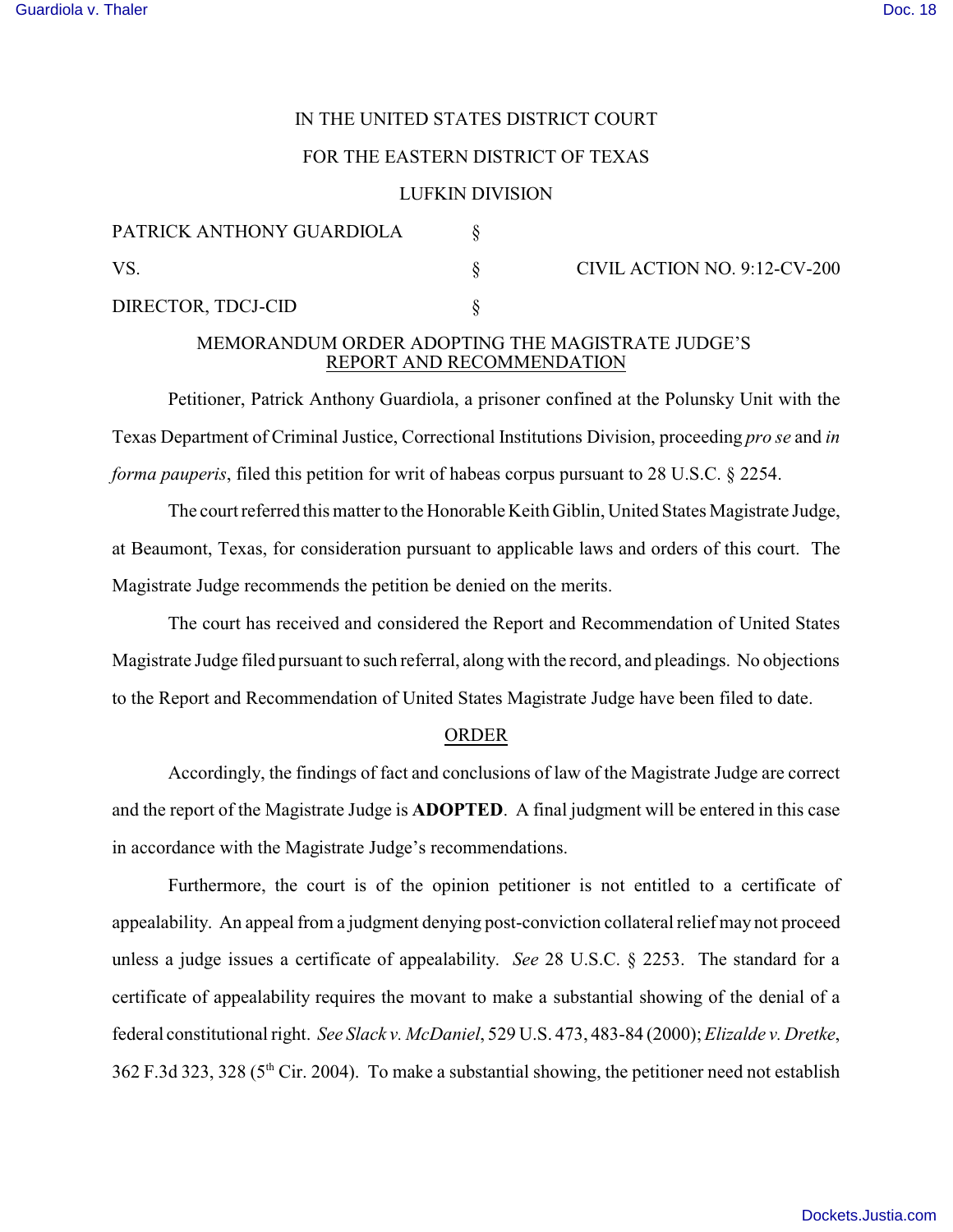IN THE UNITED STATES DISTRICT COURT

FOR THE EASTERN DISTRICT OF TEXAS

LUFKIN DIVISION

| | | |
|---|---|---|
| PATRICK ANTHONY GUARDIOLA | § | |
| VS. | § | CIVIL ACTION NO. 9:12-CV-200 |
| DIRECTOR, TDCJ-CID | § | |

MEMORANDUM ORDER ADOPTING THE MAGISTRATE JUDGE'S REPORT AND RECOMMENDATION

Petitioner, Patrick Anthony Guardiola, a prisoner confined at the Polunsky Unit with the Texas Department of Criminal Justice, Correctional Institutions Division, proceeding *pro se* and *in forma pauperis*, filed this petition for writ of habeas corpus pursuant to 28 U.S.C. § 2254.

The court referred this matter to the Honorable Keith Giblin, United States Magistrate Judge, at Beaumont, Texas, for consideration pursuant to applicable laws and orders of this court. The Magistrate Judge recommends the petition be denied on the merits.

The court has received and considered the Report and Recommendation of United States Magistrate Judge filed pursuant to such referral, along with the record, and pleadings. No objections to the Report and Recommendation of United States Magistrate Judge have been filed to date.

ORDER

Accordingly, the findings of fact and conclusions of law of the Magistrate Judge are correct and the report of the Magistrate Judge is **ADOPTED**. A final judgment will be entered in this case in accordance with the Magistrate Judge's recommendations.

Furthermore, the court is of the opinion petitioner is not entitled to a certificate of appealability. An appeal from a judgment denying post-conviction collateral relief may not proceed unless a judge issues a certificate of appealability. *See* 28 U.S.C. § 2253. The standard for a certificate of appealability requires the movant to make a substantial showing of the denial of a federal constitutional right. *See Slack v. McDaniel*, 529 U.S. 473, 483-84 (2000); *Elizalde v. Dretke*, 362 F.3d 323, 328 (5th Cir. 2004). To make a substantial showing, the petitioner need not establish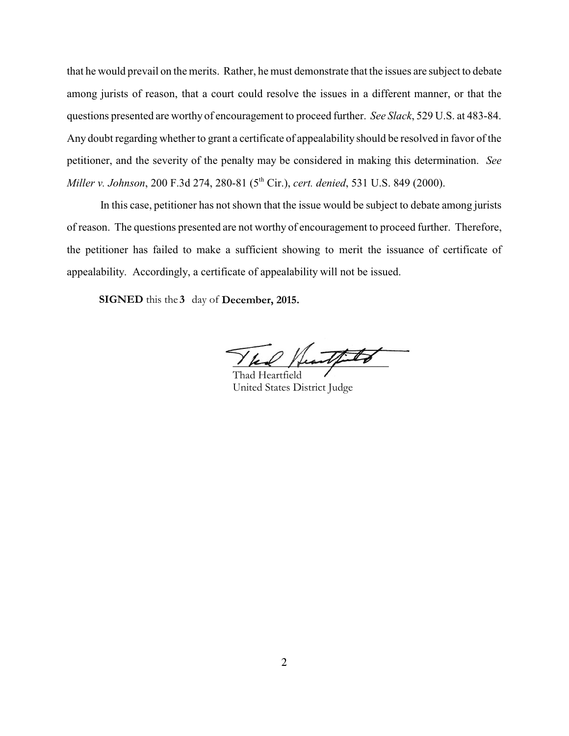that he would prevail on the merits. Rather, he must demonstrate that the issues are subject to debate among jurists of reason, that a court could resolve the issues in a different manner, or that the questions presented are worthy of encouragement to proceed further. *See Slack*, 529 U.S. at 483-84. Any doubt regarding whether to grant a certificate of appealability should be resolved in favor of the petitioner, and the severity of the penalty may be considered in making this determination. *See Miller v. Johnson*, 200 F.3d 274, 280-81 (5th Cir.), *cert. denied*, 531 U.S. 849 (2000).

In this case, petitioner has not shown that the issue would be subject to debate among jurists of reason. The questions presented are not worthy of encouragement to proceed further. Therefore, the petitioner has failed to make a sufficient showing to merit the issuance of certificate of appealability. Accordingly, a certificate of appealability will not be issued.

**SIGNED** this the **3** day of **December, 2015.**

Thad Heartfield
United States District Judge